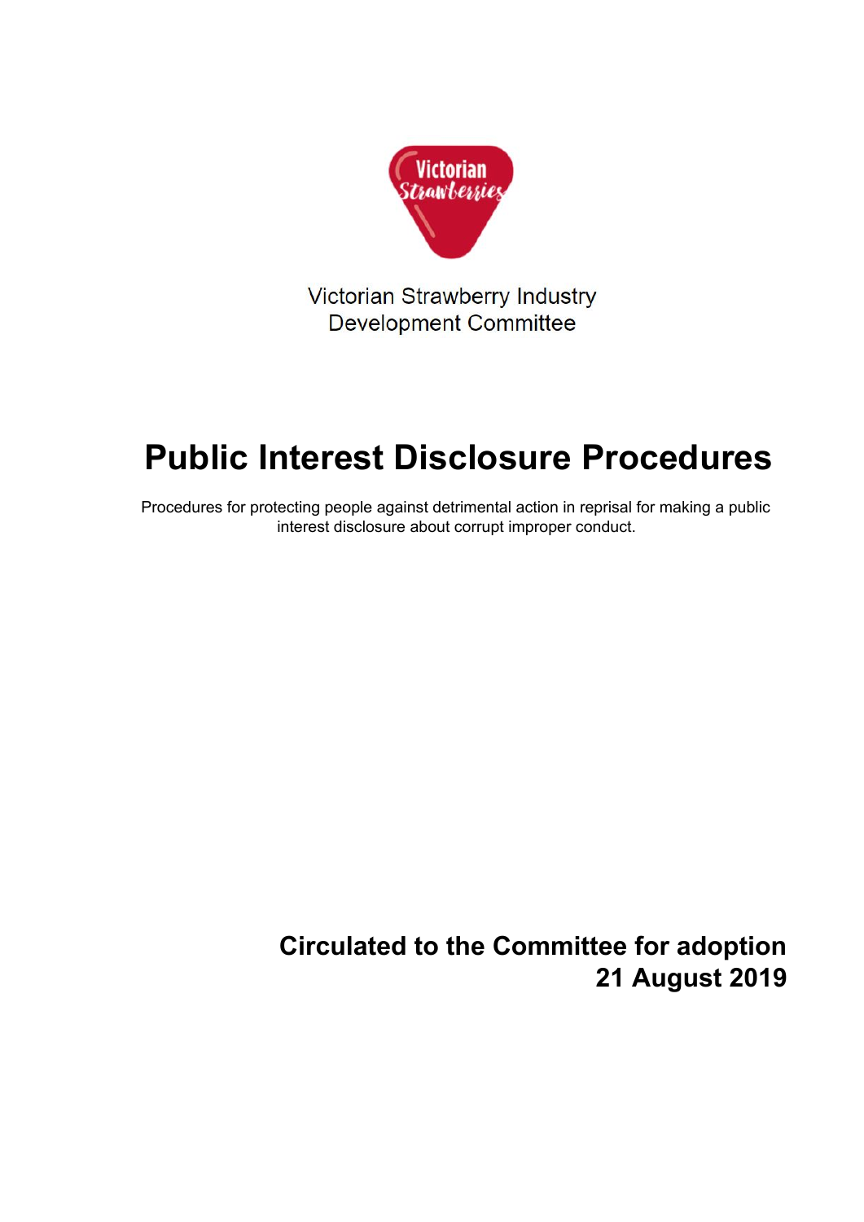Victorian Strawberry Industry Development Committee

# Public Interest Disclosure Procedures

Procedures for protecting people against detrimental action in reprisal for making a public interest disclosure about corrupt improper conduct.

**Circulated to the Committee for adoption**
**21 August 2019**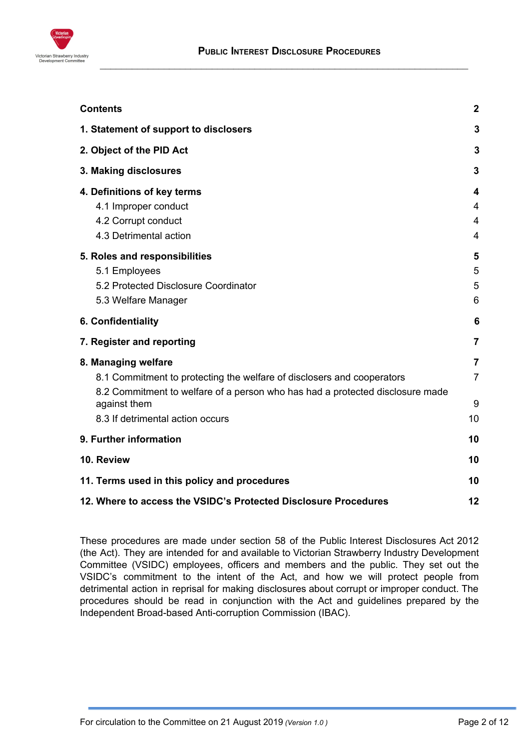| **Contents** | **2** |
|---|---|
| **1. Statement of support to disclosers** | **3** |
| **2. Object of the PID Act** | **3** |
| **3. Making disclosures** | **3** |
| **4. Definitions of key terms** | **4** |
| 4.1 Improper conduct | 4 |
| 4.2 Corrupt conduct | 4 |
| 4.3 Detrimental action | 4 |
| **5. Roles and responsibilities** | **5** |
| 5.1 Employees | 5 |
| 5.2 Protected Disclosure Coordinator | 5 |
| 5.3 Welfare Manager | 6 |
| **6. Confidentiality** | **6** |
| **7. Register and reporting** | **7** |
| **8. Managing welfare** | **7** |
| 8.1 Commitment to protecting the welfare of disclosers and cooperators | 7 |
| 8.2 Commitment to welfare of a person who has had a protected disclosure made against them | 9 |
| 8.3 If detrimental action occurs | 10 |
| **9. Further information** | **10** |
| **10. Review** | **10** |
| **11. Terms used in this policy and procedures** | **10** |
| **12. Where to access the VSIDC's Protected Disclosure Procedures** | **12** |

These procedures are made under section 58 of the Public Interest Disclosures Act 2012 (the Act). They are intended for and available to Victorian Strawberry Industry Development Committee (VSIDC) employees, officers and members and the public. They set out the VSIDC's commitment to the intent of the Act, and how we will protect people from detrimental action in reprisal for making disclosures about corrupt or improper conduct. The procedures should be read in conjunction with the Act and guidelines prepared by the Independent Broad-based Anti-corruption Commission (IBAC).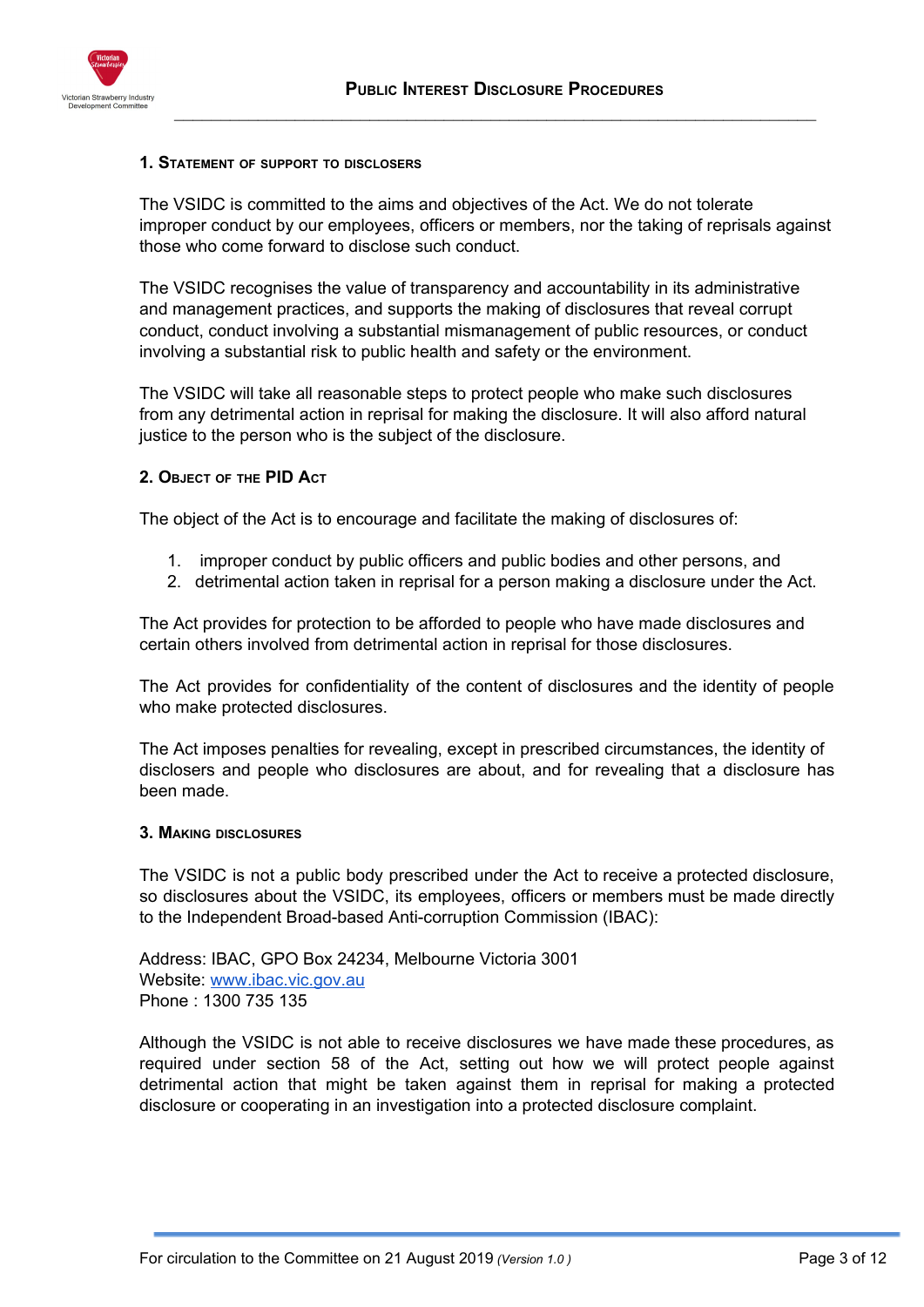## 1. Statement of support to disclosers

The VSIDC is committed to the aims and objectives of the Act. We do not tolerate improper conduct by our employees, officers or members, nor the taking of reprisals against those who come forward to disclose such conduct.

The VSIDC recognises the value of transparency and accountability in its administrative and management practices, and supports the making of disclosures that reveal corrupt conduct, conduct involving a substantial mismanagement of public resources, or conduct involving a substantial risk to public health and safety or the environment.

The VSIDC will take all reasonable steps to protect people who make such disclosures from any detrimental action in reprisal for making the disclosure. It will also afford natural justice to the person who is the subject of the disclosure.

## 2. Object of the PID Act

The object of the Act is to encourage and facilitate the making of disclosures of:

1. improper conduct by public officers and public bodies and other persons, and
2. detrimental action taken in reprisal for a person making a disclosure under the Act.

The Act provides for protection to be afforded to people who have made disclosures and certain others involved from detrimental action in reprisal for those disclosures.

The Act provides for confidentiality of the content of disclosures and the identity of people who make protected disclosures.

The Act imposes penalties for revealing, except in prescribed circumstances, the identity of disclosers and people who disclosures are about, and for revealing that a disclosure has been made.

## 3. Making disclosures

The VSIDC is not a public body prescribed under the Act to receive a protected disclosure, so disclosures about the VSIDC, its employees, officers or members must be made directly to the Independent Broad-based Anti-corruption Commission (IBAC):

Address: IBAC, GPO Box 24234, Melbourne Victoria 3001
Website: www.ibac.vic.gov.au
Phone : 1300 735 135

Although the VSIDC is not able to receive disclosures we have made these procedures, as required under section 58 of the Act, setting out how we will protect people against detrimental action that might be taken against them in reprisal for making a protected disclosure or cooperating in an investigation into a protected disclosure complaint.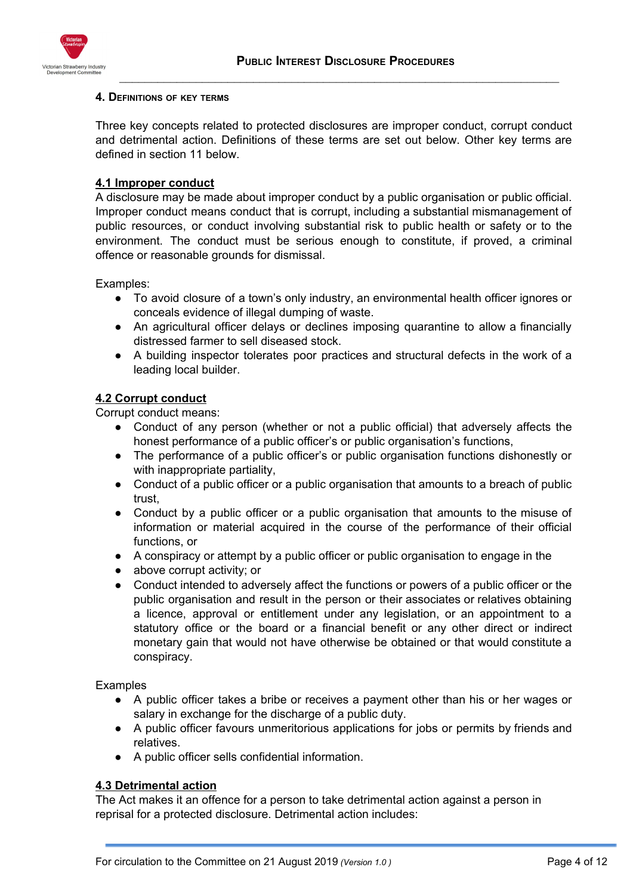## 4. Definitions of key terms

Three key concepts related to protected disclosures are improper conduct, corrupt conduct and detrimental action. Definitions of these terms are set out below. Other key terms are defined in section 11 below.

### 4.1 Improper conduct

A disclosure may be made about improper conduct by a public organisation or public official. Improper conduct means conduct that is corrupt, including a substantial mismanagement of public resources, or conduct involving substantial risk to public health or safety or to the environment. The conduct must be serious enough to constitute, if proved, a criminal offence or reasonable grounds for dismissal.

Examples:

- To avoid closure of a town's only industry, an environmental health officer ignores or conceals evidence of illegal dumping of waste.
- An agricultural officer delays or declines imposing quarantine to allow a financially distressed farmer to sell diseased stock.
- A building inspector tolerates poor practices and structural defects in the work of a leading local builder.

### 4.2 Corrupt conduct

Corrupt conduct means:

- Conduct of any person (whether or not a public official) that adversely affects the honest performance of a public officer's or public organisation's functions,
- The performance of a public officer's or public organisation functions dishonestly or with inappropriate partiality,
- Conduct of a public officer or a public organisation that amounts to a breach of public trust,
- Conduct by a public officer or a public organisation that amounts to the misuse of information or material acquired in the course of the performance of their official functions, or
- A conspiracy or attempt by a public officer or public organisation to engage in the
- above corrupt activity; or
- Conduct intended to adversely affect the functions or powers of a public officer or the public organisation and result in the person or their associates or relatives obtaining a licence, approval or entitlement under any legislation, or an appointment to a statutory office or the board or a financial benefit or any other direct or indirect monetary gain that would not have otherwise be obtained or that would constitute a conspiracy.

Examples

- A public officer takes a bribe or receives a payment other than his or her wages or salary in exchange for the discharge of a public duty.
- A public officer favours unmeritorious applications for jobs or permits by friends and relatives.
- A public officer sells confidential information.

### 4.3 Detrimental action

The Act makes it an offence for a person to take detrimental action against a person in reprisal for a protected disclosure. Detrimental action includes: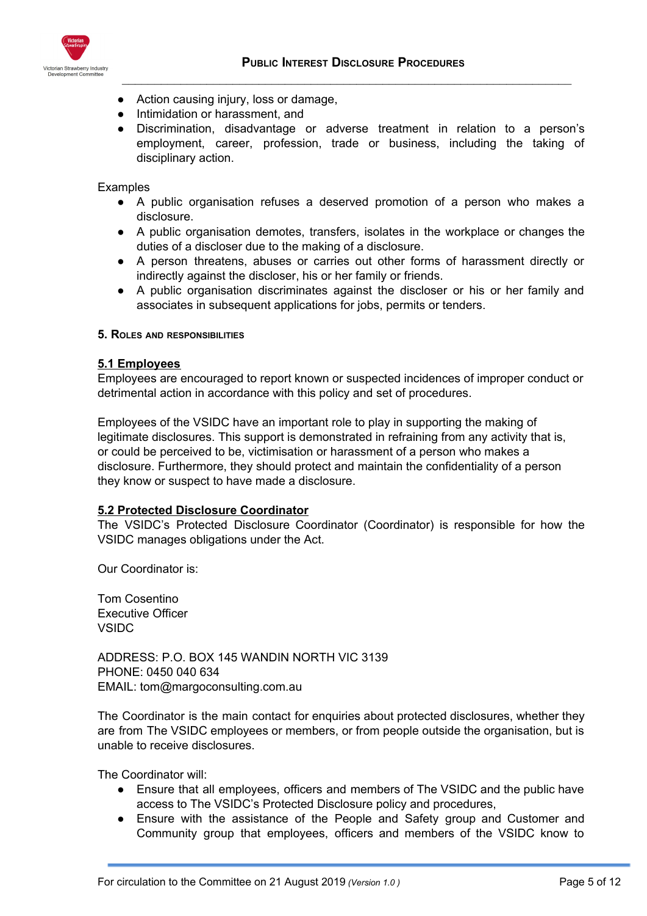- Action causing injury, loss or damage,
- Intimidation or harassment, and
- Discrimination, disadvantage or adverse treatment in relation to a person's employment, career, profession, trade or business, including the taking of disciplinary action.

Examples

- A public organisation refuses a deserved promotion of a person who makes a disclosure.
- A public organisation demotes, transfers, isolates in the workplace or changes the duties of a discloser due to the making of a disclosure.
- A person threatens, abuses or carries out other forms of harassment directly or indirectly against the discloser, his or her family or friends.
- A public organisation discriminates against the discloser or his or her family and associates in subsequent applications for jobs, permits or tenders.

## 5. Roles and responsibilities

### 5.1 Employees

Employees are encouraged to report known or suspected incidences of improper conduct or detrimental action in accordance with this policy and set of procedures.

Employees of the VSIDC have an important role to play in supporting the making of legitimate disclosures. This support is demonstrated in refraining from any activity that is, or could be perceived to be, victimisation or harassment of a person who makes a disclosure. Furthermore, they should protect and maintain the confidentiality of a person they know or suspect to have made a disclosure.

### 5.2 Protected Disclosure Coordinator

The VSIDC's Protected Disclosure Coordinator (Coordinator) is responsible for how the VSIDC manages obligations under the Act.

Our Coordinator is:

Tom Cosentino
Executive Officer
VSIDC

ADDRESS: P.O. BOX 145 WANDIN NORTH VIC 3139
PHONE: 0450 040 634
EMAIL: tom@margoconsulting.com.au

The Coordinator is the main contact for enquiries about protected disclosures, whether they are from The VSIDC employees or members, or from people outside the organisation, but is unable to receive disclosures.

The Coordinator will:

- Ensure that all employees, officers and members of The VSIDC and the public have access to The VSIDC's Protected Disclosure policy and procedures,
- Ensure with the assistance of the People and Safety group and Customer and Community group that employees, officers and members of the VSIDC know to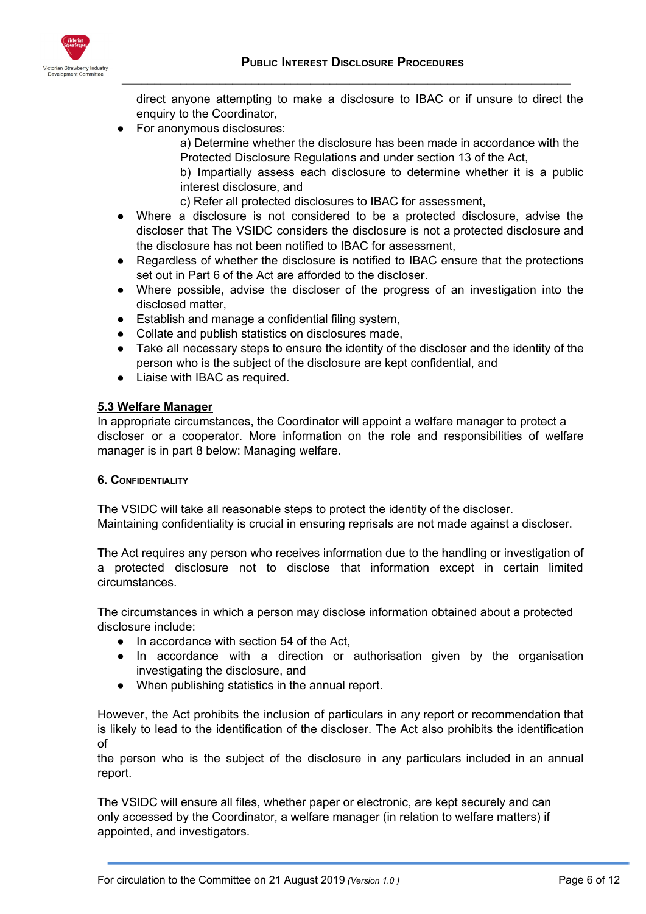direct anyone attempting to make a disclosure to IBAC or if unsure to direct the enquiry to the Coordinator,

- For anonymous disclosures:
  - a) Determine whether the disclosure has been made in accordance with the Protected Disclosure Regulations and under section 13 of the Act,
  - b) Impartially assess each disclosure to determine whether it is a public interest disclosure, and
  - c) Refer all protected disclosures to IBAC for assessment,
- Where a disclosure is not considered to be a protected disclosure, advise the discloser that The VSIDC considers the disclosure is not a protected disclosure and the disclosure has not been notified to IBAC for assessment,
- Regardless of whether the disclosure is notified to IBAC ensure that the protections set out in Part 6 of the Act are afforded to the discloser.
- Where possible, advise the discloser of the progress of an investigation into the disclosed matter,
- Establish and manage a confidential filing system,
- Collate and publish statistics on disclosures made,
- Take all necessary steps to ensure the identity of the discloser and the identity of the person who is the subject of the disclosure are kept confidential, and
- Liaise with IBAC as required.

### 5.3 Welfare Manager

In appropriate circumstances, the Coordinator will appoint a welfare manager to protect a discloser or a cooperator. More information on the role and responsibilities of welfare manager is in part 8 below: Managing welfare.

## 6. Confidentiality

The VSIDC will take all reasonable steps to protect the identity of the discloser. Maintaining confidentiality is crucial in ensuring reprisals are not made against a discloser.

The Act requires any person who receives information due to the handling or investigation of a protected disclosure not to disclose that information except in certain limited circumstances.

The circumstances in which a person may disclose information obtained about a protected disclosure include:

- In accordance with section 54 of the Act,
- In accordance with a direction or authorisation given by the organisation investigating the disclosure, and
- When publishing statistics in the annual report.

However, the Act prohibits the inclusion of particulars in any report or recommendation that is likely to lead to the identification of the discloser. The Act also prohibits the identification of the person who is the subject of the disclosure in any particulars included in an annual report.

The VSIDC will ensure all files, whether paper or electronic, are kept securely and can only accessed by the Coordinator, a welfare manager (in relation to welfare matters) if appointed, and investigators.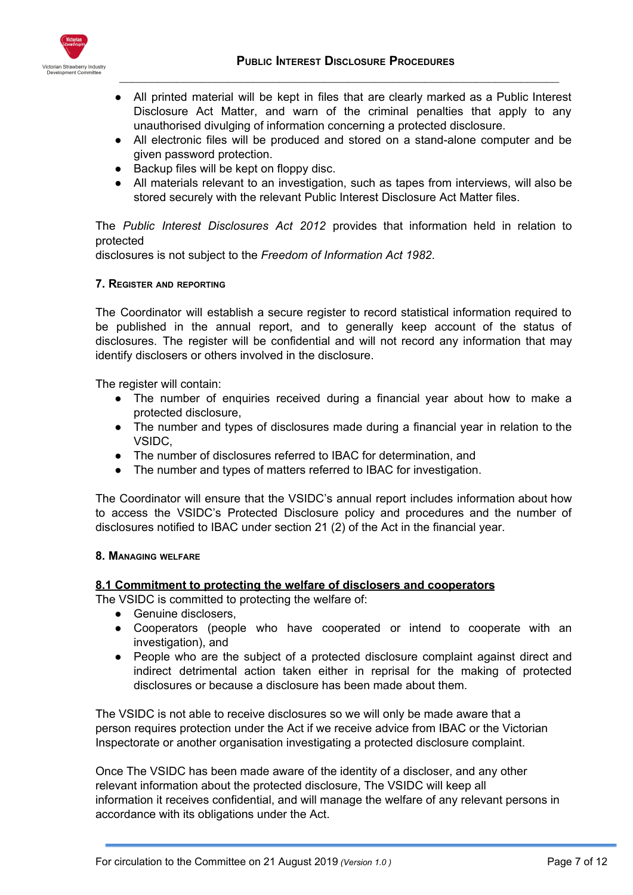- All printed material will be kept in files that are clearly marked as a Public Interest Disclosure Act Matter, and warn of the criminal penalties that apply to any unauthorised divulging of information concerning a protected disclosure.
- All electronic files will be produced and stored on a stand-alone computer and be given password protection.
- Backup files will be kept on floppy disc.
- All materials relevant to an investigation, such as tapes from interviews, will also be stored securely with the relevant Public Interest Disclosure Act Matter files.

The *Public Interest Disclosures Act 2012* provides that information held in relation to protected
disclosures is not subject to the *Freedom of Information Act 1982*.

## 7. Register and reporting

The Coordinator will establish a secure register to record statistical information required to be published in the annual report, and to generally keep account of the status of disclosures. The register will be confidential and will not record any information that may identify disclosers or others involved in the disclosure.

The register will contain:

- The number of enquiries received during a financial year about how to make a protected disclosure,
- The number and types of disclosures made during a financial year in relation to the VSIDC,
- The number of disclosures referred to IBAC for determination, and
- The number and types of matters referred to IBAC for investigation.

The Coordinator will ensure that the VSIDC's annual report includes information about how to access the VSIDC's Protected Disclosure policy and procedures and the number of disclosures notified to IBAC under section 21 (2) of the Act in the financial year.

## 8. Managing welfare

### 8.1 Commitment to protecting the welfare of disclosers and cooperators

The VSIDC is committed to protecting the welfare of:

- Genuine disclosers,
- Cooperators (people who have cooperated or intend to cooperate with an investigation), and
- People who are the subject of a protected disclosure complaint against direct and indirect detrimental action taken either in reprisal for the making of protected disclosures or because a disclosure has been made about them.

The VSIDC is not able to receive disclosures so we will only be made aware that a person requires protection under the Act if we receive advice from IBAC or the Victorian Inspectorate or another organisation investigating a protected disclosure complaint.

Once The VSIDC has been made aware of the identity of a discloser, and any other relevant information about the protected disclosure, The VSIDC will keep all information it receives confidential, and will manage the welfare of any relevant persons in accordance with its obligations under the Act.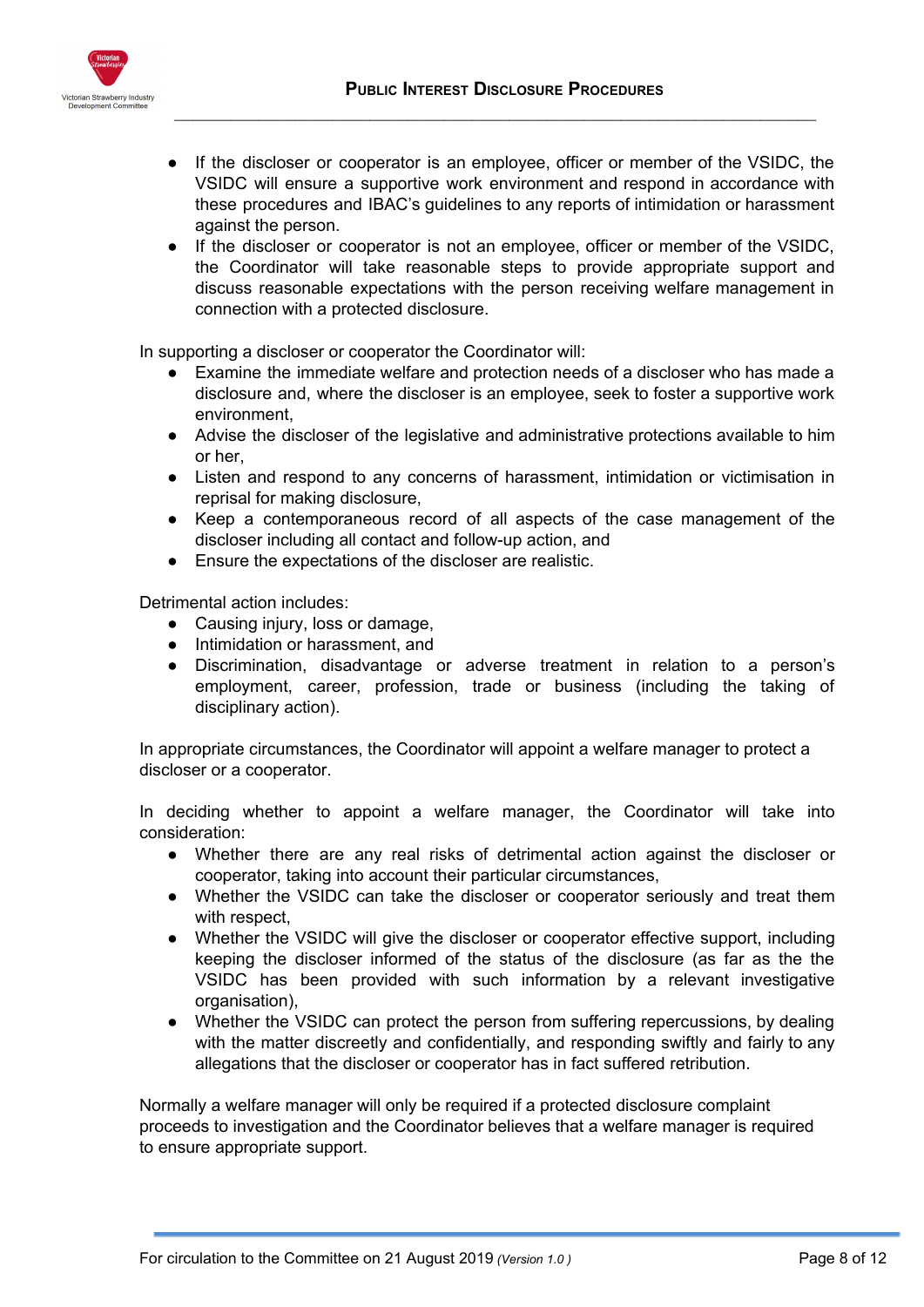- If the discloser or cooperator is an employee, officer or member of the VSIDC, the VSIDC will ensure a supportive work environment and respond in accordance with these procedures and IBAC's guidelines to any reports of intimidation or harassment against the person.
- If the discloser or cooperator is not an employee, officer or member of the VSIDC, the Coordinator will take reasonable steps to provide appropriate support and discuss reasonable expectations with the person receiving welfare management in connection with a protected disclosure.

In supporting a discloser or cooperator the Coordinator will:

- Examine the immediate welfare and protection needs of a discloser who has made a disclosure and, where the discloser is an employee, seek to foster a supportive work environment,
- Advise the discloser of the legislative and administrative protections available to him or her,
- Listen and respond to any concerns of harassment, intimidation or victimisation in reprisal for making disclosure,
- Keep a contemporaneous record of all aspects of the case management of the discloser including all contact and follow-up action, and
- Ensure the expectations of the discloser are realistic.

Detrimental action includes:

- Causing injury, loss or damage,
- Intimidation or harassment, and
- Discrimination, disadvantage or adverse treatment in relation to a person's employment, career, profession, trade or business (including the taking of disciplinary action).

In appropriate circumstances, the Coordinator will appoint a welfare manager to protect a discloser or a cooperator.

In deciding whether to appoint a welfare manager, the Coordinator will take into consideration:

- Whether there are any real risks of detrimental action against the discloser or cooperator, taking into account their particular circumstances,
- Whether the VSIDC can take the discloser or cooperator seriously and treat them with respect,
- Whether the VSIDC will give the discloser or cooperator effective support, including keeping the discloser informed of the status of the disclosure (as far as the the VSIDC has been provided with such information by a relevant investigative organisation),
- Whether the VSIDC can protect the person from suffering repercussions, by dealing with the matter discreetly and confidentially, and responding swiftly and fairly to any allegations that the discloser or cooperator has in fact suffered retribution.

Normally a welfare manager will only be required if a protected disclosure complaint proceeds to investigation and the Coordinator believes that a welfare manager is required to ensure appropriate support.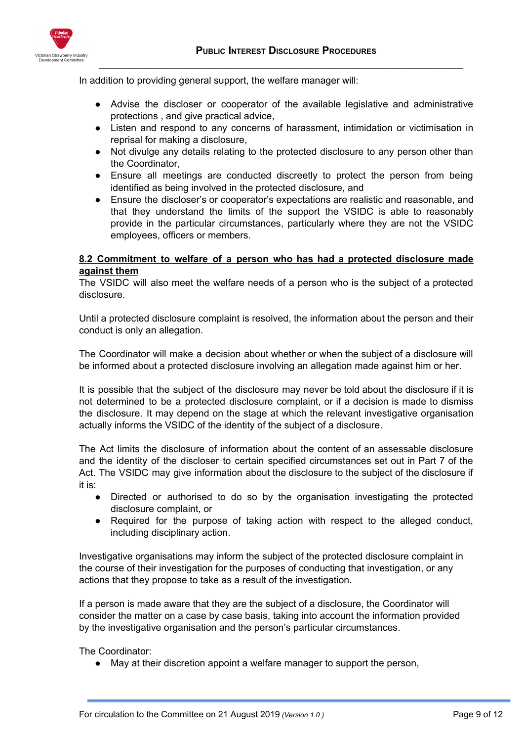In addition to providing general support, the welfare manager will:

- Advise the discloser or cooperator of the available legislative and administrative protections , and give practical advice,
- Listen and respond to any concerns of harassment, intimidation or victimisation in reprisal for making a disclosure,
- Not divulge any details relating to the protected disclosure to any person other than the Coordinator,
- Ensure all meetings are conducted discreetly to protect the person from being identified as being involved in the protected disclosure, and
- Ensure the discloser's or cooperator's expectations are realistic and reasonable, and that they understand the limits of the support the VSIDC is able to reasonably provide in the particular circumstances, particularly where they are not the VSIDC employees, officers or members.

### 8.2 Commitment to welfare of a person who has had a protected disclosure made against them

The VSIDC will also meet the welfare needs of a person who is the subject of a protected disclosure.

Until a protected disclosure complaint is resolved, the information about the person and their conduct is only an allegation.

The Coordinator will make a decision about whether or when the subject of a disclosure will be informed about a protected disclosure involving an allegation made against him or her.

It is possible that the subject of the disclosure may never be told about the disclosure if it is not determined to be a protected disclosure complaint, or if a decision is made to dismiss the disclosure. It may depend on the stage at which the relevant investigative organisation actually informs the VSIDC of the identity of the subject of a disclosure.

The Act limits the disclosure of information about the content of an assessable disclosure and the identity of the discloser to certain specified circumstances set out in Part 7 of the Act. The VSIDC may give information about the disclosure to the subject of the disclosure if it is:

- Directed or authorised to do so by the organisation investigating the protected disclosure complaint, or
- Required for the purpose of taking action with respect to the alleged conduct, including disciplinary action.

Investigative organisations may inform the subject of the protected disclosure complaint in the course of their investigation for the purposes of conducting that investigation, or any actions that they propose to take as a result of the investigation.

If a person is made aware that they are the subject of a disclosure, the Coordinator will consider the matter on a case by case basis, taking into account the information provided by the investigative organisation and the person's particular circumstances.

The Coordinator:

- May at their discretion appoint a welfare manager to support the person,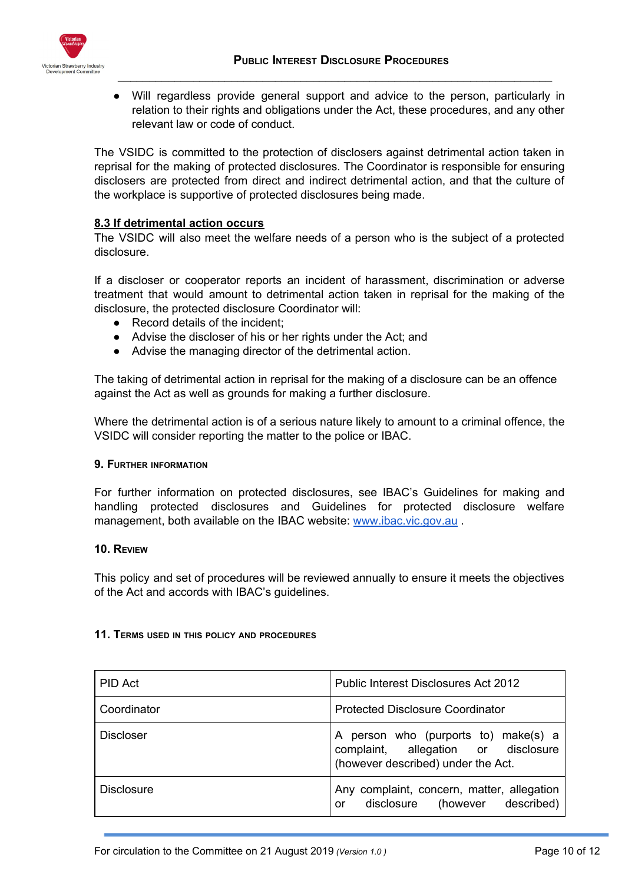- Will regardless provide general support and advice to the person, particularly in relation to their rights and obligations under the Act, these procedures, and any other relevant law or code of conduct.

The VSIDC is committed to the protection of disclosers against detrimental action taken in reprisal for the making of protected disclosures. The Coordinator is responsible for ensuring disclosers are protected from direct and indirect detrimental action, and that the culture of the workplace is supportive of protected disclosures being made.

### 8.3 If detrimental action occurs

The VSIDC will also meet the welfare needs of a person who is the subject of a protected disclosure.

If a discloser or cooperator reports an incident of harassment, discrimination or adverse treatment that would amount to detrimental action taken in reprisal for the making of the disclosure, the protected disclosure Coordinator will:

- Record details of the incident;
- Advise the discloser of his or her rights under the Act; and
- Advise the managing director of the detrimental action.

The taking of detrimental action in reprisal for the making of a disclosure can be an offence against the Act as well as grounds for making a further disclosure.

Where the detrimental action is of a serious nature likely to amount to a criminal offence, the VSIDC will consider reporting the matter to the police or IBAC.

## 9. Further Information

For further information on protected disclosures, see IBAC's Guidelines for making and handling protected disclosures and Guidelines for protected disclosure welfare management, both available on the IBAC website: www.ibac.vic.gov.au .

## 10. Review

This policy and set of procedures will be reviewed annually to ensure it meets the objectives of the Act and accords with IBAC's guidelines.

## 11. Terms used in this policy and procedures

| PID Act | Public Interest Disclosures Act 2012 |
|---|---|
| Coordinator | Protected Disclosure Coordinator |
| Discloser | A person who (purports to) make(s) a complaint, allegation or disclosure (however described) under the Act. |
| Disclosure | Any complaint, concern, matter, allegation or disclosure (however described) |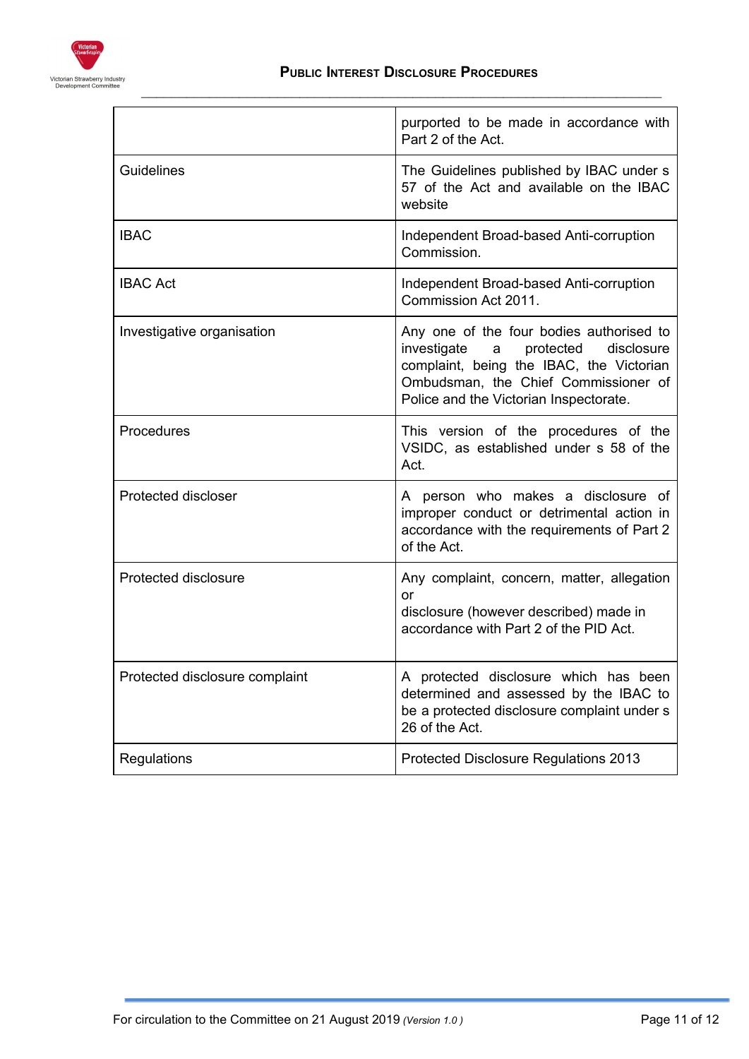| | |
|---|---|
| | purported to be made in accordance with Part 2 of the Act. |
| Guidelines | The Guidelines published by IBAC under s 57 of the Act and available on the IBAC website |
| IBAC | Independent Broad-based Anti-corruption Commission. |
| IBAC Act | Independent Broad-based Anti-corruption Commission Act 2011. |
| Investigative organisation | Any one of the four bodies authorised to investigate a protected disclosure complaint, being the IBAC, the Victorian Ombudsman, the Chief Commissioner of Police and the Victorian Inspectorate. |
| Procedures | This version of the procedures of the VSIDC, as established under s 58 of the Act. |
| Protected discloser | A person who makes a disclosure of improper conduct or detrimental action in accordance with the requirements of Part 2 of the Act. |
| Protected disclosure | Any complaint, concern, matter, allegation or disclosure (however described) made in accordance with Part 2 of the PID Act. |
| Protected disclosure complaint | A protected disclosure which has been determined and assessed by the IBAC to be a protected disclosure complaint under s 26 of the Act. |
| Regulations | Protected Disclosure Regulations 2013 |

For circulation to the Committee on 21 August 2019 *(Version 1.0 )*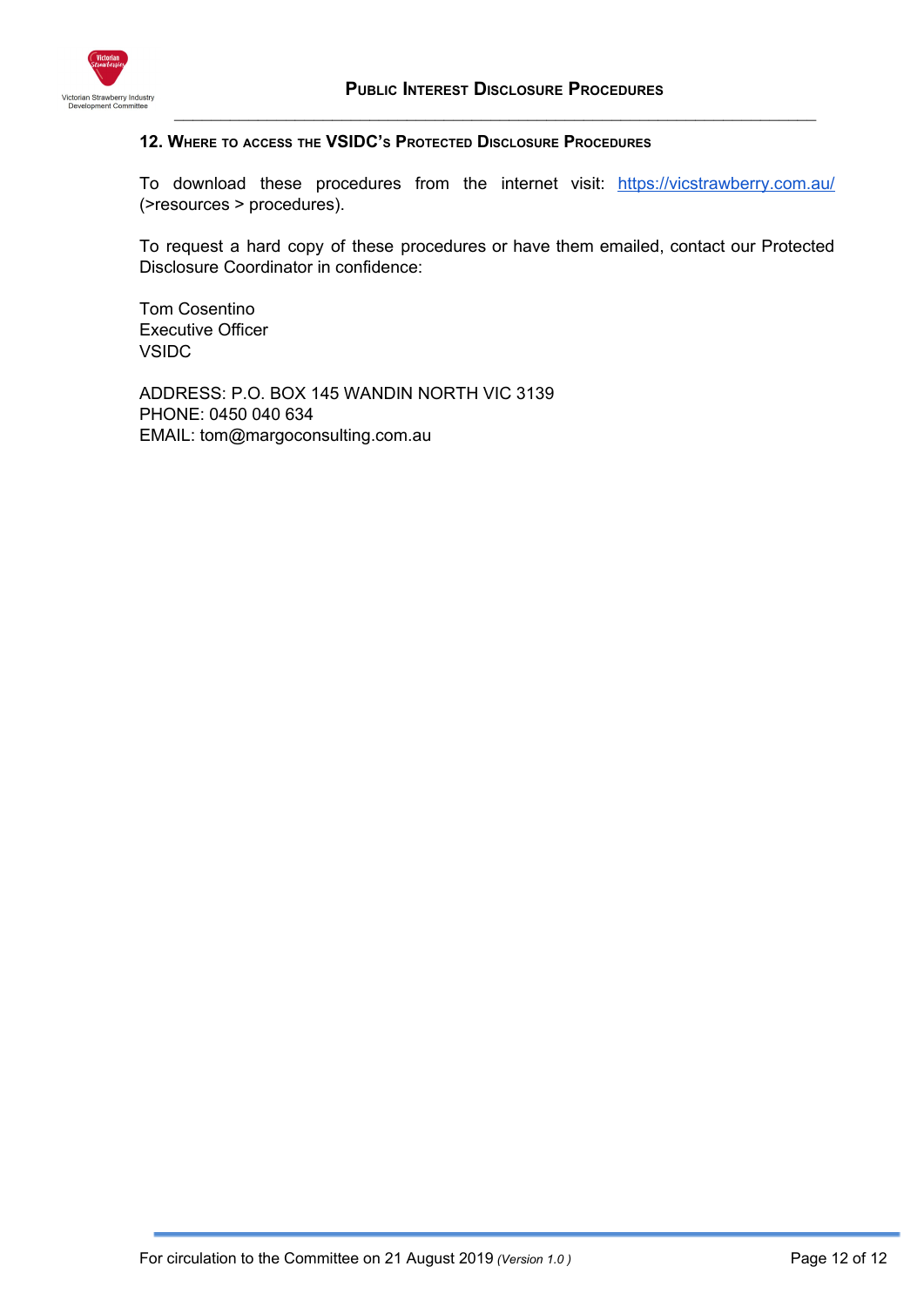## 12. Where to access the VSIDC's Protected Disclosure Procedures

To download these procedures from the internet visit: https://vicstrawberry.com.au/ (>resources > procedures).

To request a hard copy of these procedures or have them emailed, contact our Protected Disclosure Coordinator in confidence:

Tom Cosentino
Executive Officer
VSIDC

ADDRESS: P.O. BOX 145 WANDIN NORTH VIC 3139
PHONE: 0450 040 634
EMAIL: tom@margoconsulting.com.au